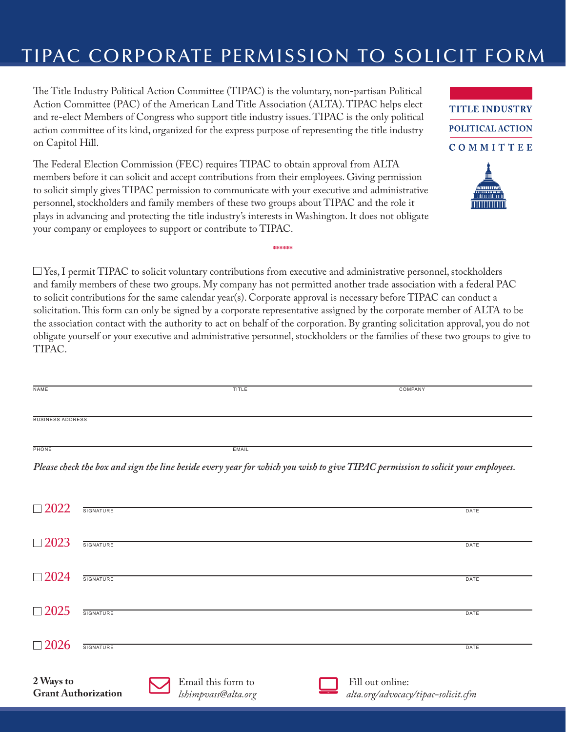# TIPAC CORPORATE PERMISSION TO SOLICIT FORM

The Title Industry Political Action Committee (TIPAC) is the voluntary, non-partisan Political Action Committee (PAC) of the American Land Title Association (ALTA). TIPAC helps elect and re-elect Members of Congress who support title industry issues. TIPAC is the only political action committee of its kind, organized for the express purpose of representing the title industry on Capitol Hill.

**TITLE INDUSTRY POLITICAL ACTION COMMITTEE**

The Federal Election Commission (FEC) requires TIPAC to obtain approval from ALTA members before it can solicit and accept contributions from their employees. Giving permission to solicit simply gives TIPAC permission to communicate with your executive and administrative personnel, stockholders and family members of these two groups about TIPAC and the role it plays in advancing and protecting the title industry's interests in Washington. It does not obligate your company or employees to support or contribute to TIPAC.

******

☐ Yes, I permit TIPAC to solicit voluntary contributions from executive and administrative personnel, stockholders and family members of these two groups. My company has not permitted another trade association with a federal PAC to solicit contributions for the same calendar year(s). Corporate approval is necessary before TIPAC can conduct a solicitation. This form can only be signed by a corporate representative assigned by the corporate member of ALTA to be the association contact with the authority to act on behalf of the corporation. By granting solicitation approval, you do not obligate yourself or your executive and administrative personnel, stockholders or the families of these two groups to give to TIPAC.

NAME ______________________ TITLE ______________________ COMPANY ______________________

BUSINESS ADDRESS ______________________________________________

PHONE ______________________ EMAIL ______________________

*Please check the box and sign the line beside every year for which you wish to give TIPAC permission to solicit your employees.*

☐ 2022 SIGNATURE ______________________________________________ DATE __________

☐ 2023 SIGNATURE ______________________________________________ DATE __________

☐ 2024 SIGNATURE ______________________________________________ DATE __________

☐ 2025 SIGNATURE ______________________________________________ DATE __________

☐ 2026 SIGNATURE ______________________________________________ DATE __________

**2 Ways to Grant Authorization**

Email this form to *lshimpvass@alta.org*

Fill out online: *alta.org/advocacy/tipac-solicit.cfm*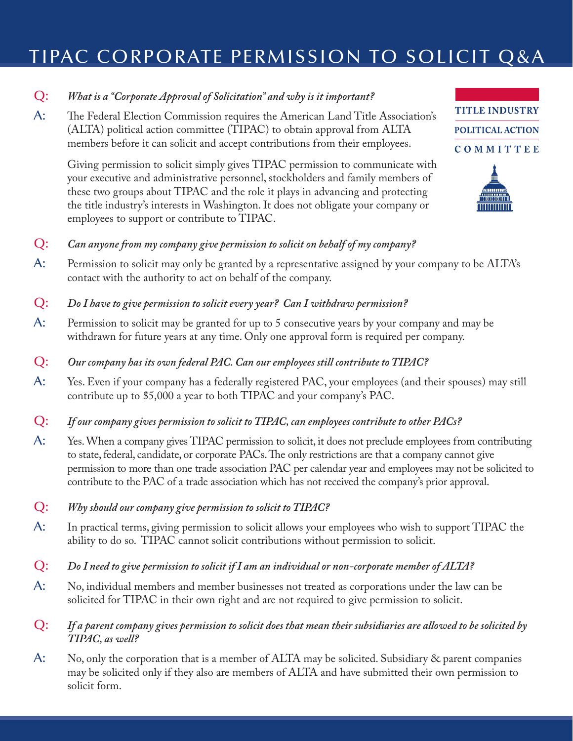# TIPAC CORPORATE PERMISSION TO SOLICIT Q&A

TITLE INDUSTRY
POLITICAL ACTION
COMMITTEE

**Q:** ***What is a "Corporate Approval of Solicitation" and why is it important?***

**A:** The Federal Election Commission requires the American Land Title Association's (ALTA) political action committee (TIPAC) to obtain approval from ALTA members before it can solicit and accept contributions from their employees.

Giving permission to solicit simply gives TIPAC permission to communicate with your executive and administrative personnel, stockholders and family members of these two groups about TIPAC and the role it plays in advancing and protecting the title industry's interests in Washington. It does not obligate your company or employees to support or contribute to TIPAC.

**Q:** ***Can anyone from my company give permission to solicit on behalf of my company?***

**A:** Permission to solicit may only be granted by a representative assigned by your company to be ALTA's contact with the authority to act on behalf of the company.

**Q:** ***Do I have to give permission to solicit every year? Can I withdraw permission?***

**A:** Permission to solicit may be granted for up to 5 consecutive years by your company and may be withdrawn for future years at any time. Only one approval form is required per company.

**Q:** ***Our company has its own federal PAC. Can our employees still contribute to TIPAC?***

**A:** Yes. Even if your company has a federally registered PAC, your employees (and their spouses) may still contribute up to $5,000 a year to both TIPAC and your company's PAC.

**Q:** ***If our company gives permission to solicit to TIPAC, can employees contribute to other PACs?***

**A:** Yes. When a company gives TIPAC permission to solicit, it does not preclude employees from contributing to state, federal, candidate, or corporate PACs. The only restrictions are that a company cannot give permission to more than one trade association PAC per calendar year and employees may not be solicited to contribute to the PAC of a trade association which has not received the company's prior approval.

**Q:** ***Why should our company give permission to solicit to TIPAC?***

**A:** In practical terms, giving permission to solicit allows your employees who wish to support TIPAC the ability to do so. TIPAC cannot solicit contributions without permission to solicit.

**Q:** ***Do I need to give permission to solicit if I am an individual or non-corporate member of ALTA?***

**A:** No, individual members and member businesses not treated as corporations under the law can be solicited for TIPAC in their own right and are not required to give permission to solicit.

**Q:** ***If a parent company gives permission to solicit does that mean their subsidiaries are allowed to be solicited by TIPAC, as well?***

**A:** No, only the corporation that is a member of ALTA may be solicited. Subsidiary & parent companies may be solicited only if they also are members of ALTA and have submitted their own permission to solicit form.